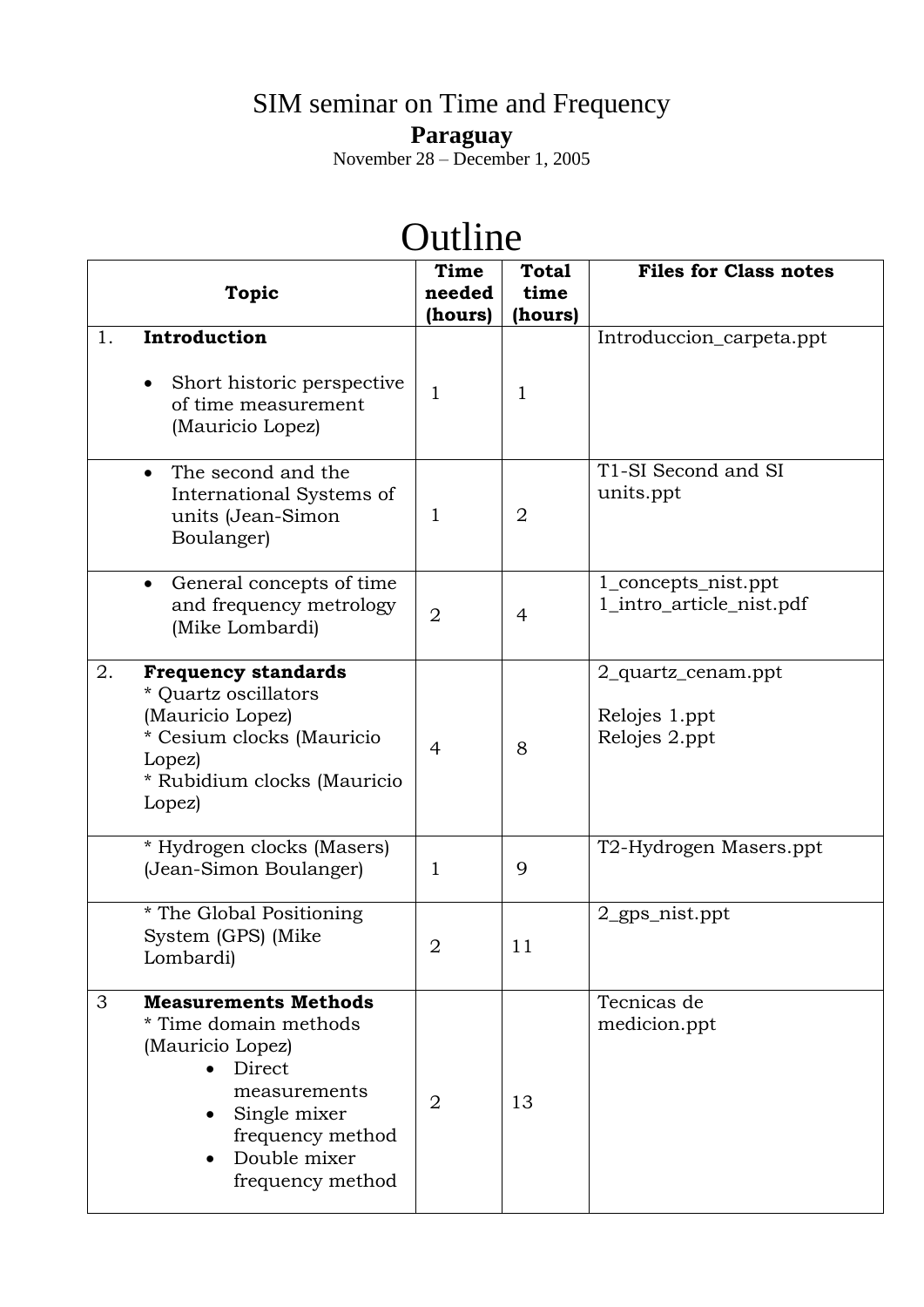# SIM seminar on Time and Frequency

## Paraguay

November 28 – December 1, 2005

# Outline

| Topic | Time needed (hours) | Total time (hours) | Files for Class notes |
|---|---|---|---|
| 1. **Introduction**<br><br>• Short historic perspective of time measurement (Mauricio Lopez) | 1 | 1 | Introduccion_carpeta.ppt |
| • The second and the International Systems of units (Jean-Simon Boulanger) | 1 | 2 | T1-SI Second and SI units.ppt |
| • General concepts of time and frequency metrology (Mike Lombardi) | 2 | 4 | 1_concepts_nist.ppt<br>1_intro_article_nist.pdf |
| 2. **Frequency standards**<br>* Quartz oscillators (Mauricio Lopez)<br>* Cesium clocks (Mauricio Lopez)<br>* Rubidium clocks (Mauricio Lopez) | 4 | 8 | 2_quartz_cenam.ppt<br><br>Relojes 1.ppt<br>Relojes 2.ppt |
| * Hydrogen clocks (Masers) (Jean-Simon Boulanger) | 1 | 9 | T2-Hydrogen Masers.ppt |
| * The Global Positioning System (GPS) (Mike Lombardi) | 2 | 11 | 2_gps_nist.ppt |
| 3 **Measurements Methods**<br>* Time domain methods (Mauricio Lopez)<br>• Direct measurements<br>• Single mixer frequency method<br>• Double mixer frequency method | 2 | 13 | Tecnicas de medicion.ppt |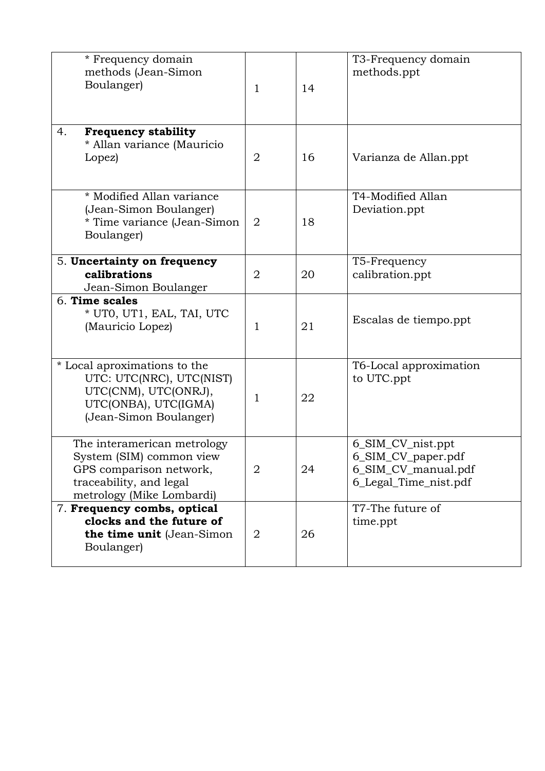| | | | |
|---|---|---|---|
| * Frequency domain methods (Jean-Simon Boulanger) | 1 | 14 | T3-Frequency domain methods.ppt |
| 4. **Frequency stability** * Allan variance (Mauricio Lopez) | 2 | 16 | Varianza de Allan.ppt |
| * Modified Allan variance (Jean-Simon Boulanger) * Time variance (Jean-Simon Boulanger) | 2 | 18 | T4-Modified Allan Deviation.ppt |
| 5. **Uncertainty on frequency calibrations** Jean-Simon Boulanger | 2 | 20 | T5-Frequency calibration.ppt |
| 6. **Time scales** * UT0, UT1, EAL, TAI, UTC (Mauricio Lopez) | 1 | 21 | Escalas de tiempo.ppt |
| * Local aproximations to the UTC: UTC(NRC), UTC(NIST) UTC(CNM), UTC(ONRJ), UTC(ONBA), UTC(IGMA) (Jean-Simon Boulanger) | 1 | 22 | T6-Local approximation to UTC.ppt |
| The interamerican metrology System (SIM) common view GPS comparison network, traceability, and legal metrology (Mike Lombardi) | 2 | 24 | 6_SIM_CV_nist.ppt 6_SIM_CV_paper.pdf 6_SIM_CV_manual.pdf 6_Legal_Time_nist.pdf |
| 7. **Frequency combs, optical clocks and the future of the time unit** (Jean-Simon Boulanger) | 2 | 26 | T7-The future of time.ppt |